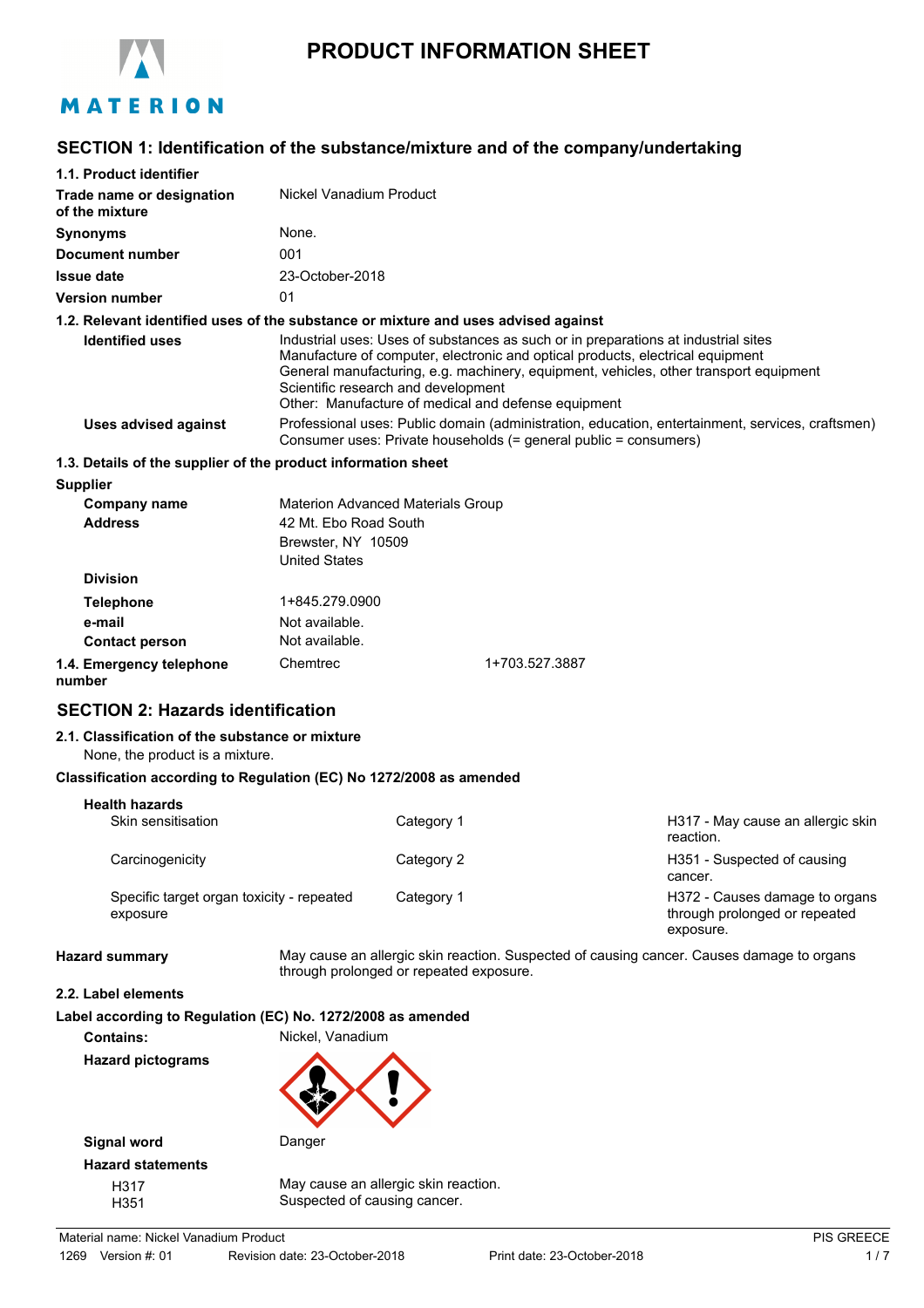# PRODUCT INFORMATION SHEET

MATERION

## SECTION 1: Identification of the substance/mixture and of the company/undertaking

### 1.1. Product identifier

| | |
|---|---|
| **Trade name or designation of the mixture** | Nickel Vanadium Product |
| **Synonyms** | None. |
| **Document number** | 001 |
| **Issue date** | 23-October-2018 |
| **Version number** | 01 |

### 1.2. Relevant identified uses of the substance or mixture and uses advised against

**Identified uses**

Industrial uses: Uses of substances as such or in preparations at industrial sites
Manufacture of computer, electronic and optical products, electrical equipment
General manufacturing, e.g. machinery, equipment, vehicles, other transport equipment
Scientific research and development
Other: Manufacture of medical and defense equipment

**Uses advised against**

Professional uses: Public domain (administration, education, entertainment, services, craftsmen)
Consumer uses: Private households (= general public = consumers)

### 1.3. Details of the supplier of the product information sheet

**Supplier**

| | |
|---|---|
| **Company name** | Materion Advanced Materials Group |
| **Address** | 42 Mt. Ebo Road South<br>Brewster, NY 10509<br>United States |
| **Division** | |
| **Telephone** | 1+845.279.0900 |
| **e-mail** | Not available. |
| **Contact person** | Not available. |

**1.4. Emergency telephone number** Chemtrec 1+703.527.3887

## SECTION 2: Hazards identification

### 2.1. Classification of the substance or mixture

None, the product is a mixture.

**Classification according to Regulation (EC) No 1272/2008 as amended**

**Health hazards**

| | | |
|---|---|---|
| Skin sensitisation | Category 1 | H317 - May cause an allergic skin reaction. |
| Carcinogenicity | Category 2 | H351 - Suspected of causing cancer. |
| Specific target organ toxicity - repeated exposure | Category 1 | H372 - Causes damage to organs through prolonged or repeated exposure. |

**Hazard summary** May cause an allergic skin reaction. Suspected of causing cancer. Causes damage to organs through prolonged or repeated exposure.

### 2.2. Label elements

**Label according to Regulation (EC) No. 1272/2008 as amended**

**Contains:** Nickel, Vanadium

**Hazard pictograms**

**Signal word** Danger

**Hazard statements**

H317 May cause an allergic skin reaction.
H351 Suspected of causing cancer.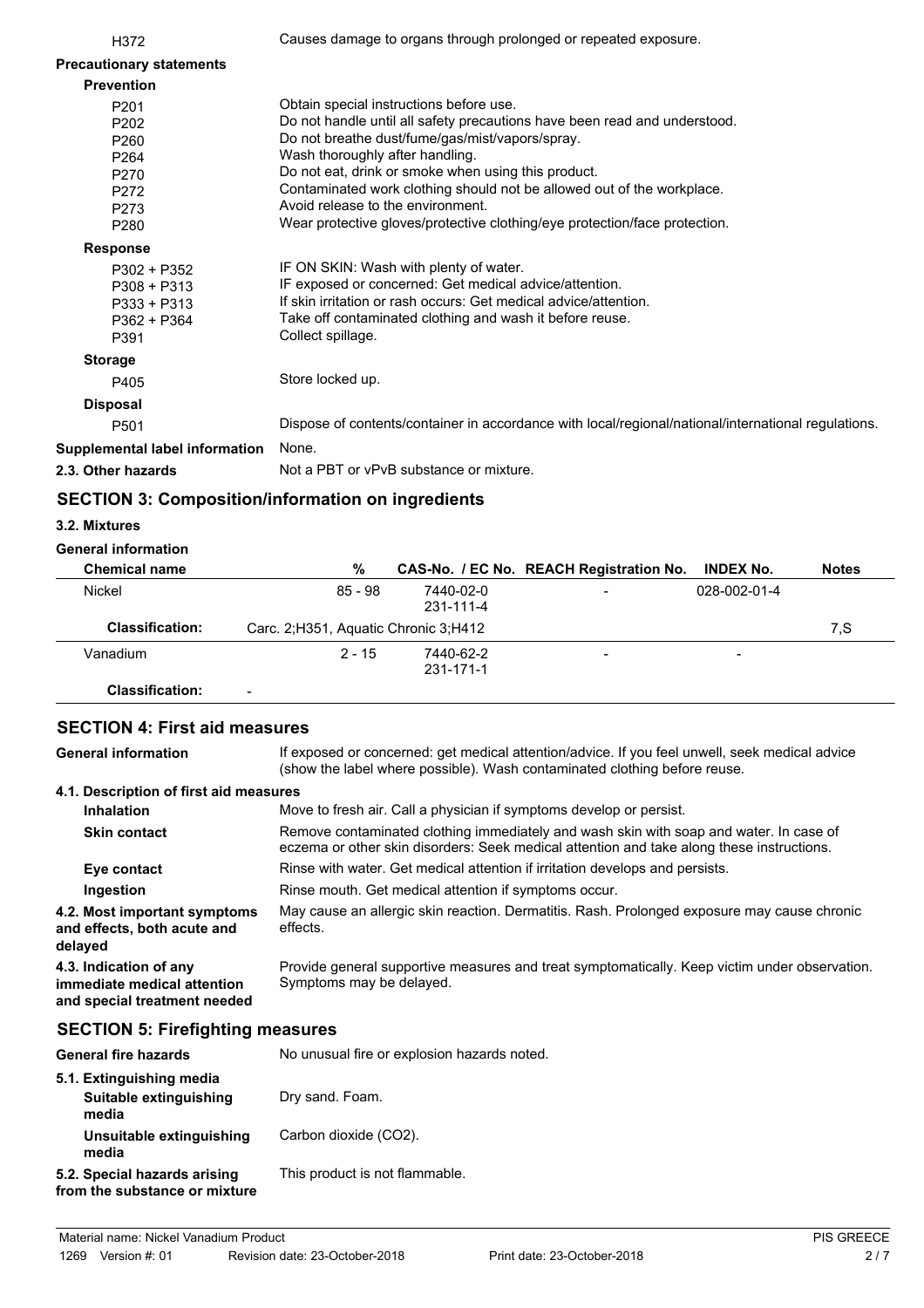| | |
|---|---|
| H372 | Causes damage to organs through prolonged or repeated exposure. |

**Precautionary statements**

**Prevention**

| | |
|---|---|
| P201 | Obtain special instructions before use. |
| P202 | Do not handle until all safety precautions have been read and understood. |
| P260 | Do not breathe dust/fume/gas/mist/vapors/spray. |
| P264 | Wash thoroughly after handling. |
| P270 | Do not eat, drink or smoke when using this product. |
| P272 | Contaminated work clothing should not be allowed out of the workplace. |
| P273 | Avoid release to the environment. |
| P280 | Wear protective gloves/protective clothing/eye protection/face protection. |

**Response**

| | |
|---|---|
| P302 + P352 | IF ON SKIN: Wash with plenty of water. |
| P308 + P313 | IF exposed or concerned: Get medical advice/attention. |
| P333 + P313 | If skin irritation or rash occurs: Get medical advice/attention. |
| P362 + P364 | Take off contaminated clothing and wash it before reuse. |
| P391 | Collect spillage. |

**Storage**

| | |
|---|---|
| P405 | Store locked up. |

**Disposal**

| | |
|---|---|
| P501 | Dispose of contents/container in accordance with local/regional/national/international regulations. |

**Supplemental label information** None.

**2.3. Other hazards** Not a PBT or vPvB substance or mixture.

## SECTION 3: Composition/information on ingredients

**3.2. Mixtures**

**General information**

| Chemical name | % | CAS-No. / EC No. | REACH Registration No. | INDEX No. | Notes |
|---|---|---|---|---|---|
| Nickel | 85 - 98 | 7440-02-0<br>231-111-4 | - | 028-002-01-4 | |
| **Classification:** | Carc. 2;H351, Aquatic Chronic 3;H412 | | | | 7,S |
| Vanadium | 2 - 15 | 7440-62-2<br>231-171-1 | - | - | |
| **Classification:** | - | | | | |

## SECTION 4: First aid measures

**General information** If exposed or concerned: get medical attention/advice. If you feel unwell, seek medical advice (show the label where possible). Wash contaminated clothing before reuse.

**4.1. Description of first aid measures**

**Inhalation** Move to fresh air. Call a physician if symptoms develop or persist.

**Skin contact** Remove contaminated clothing immediately and wash skin with soap and water. In case of eczema or other skin disorders: Seek medical attention and take along these instructions.

**Eye contact** Rinse with water. Get medical attention if irritation develops and persists.

**Ingestion** Rinse mouth. Get medical attention if symptoms occur.

**4.2. Most important symptoms and effects, both acute and delayed** May cause an allergic skin reaction. Dermatitis. Rash. Prolonged exposure may cause chronic effects.

**4.3. Indication of any immediate medical attention and special treatment needed** Provide general supportive measures and treat symptomatically. Keep victim under observation. Symptoms may be delayed.

## SECTION 5: Firefighting measures

**General fire hazards** No unusual fire or explosion hazards noted.

**5.1. Extinguishing media**

**Suitable extinguishing media** Dry sand. Foam.

**Unsuitable extinguishing media** Carbon dioxide ($CO_2$).

**5.2. Special hazards arising from the substance or mixture** This product is not flammable.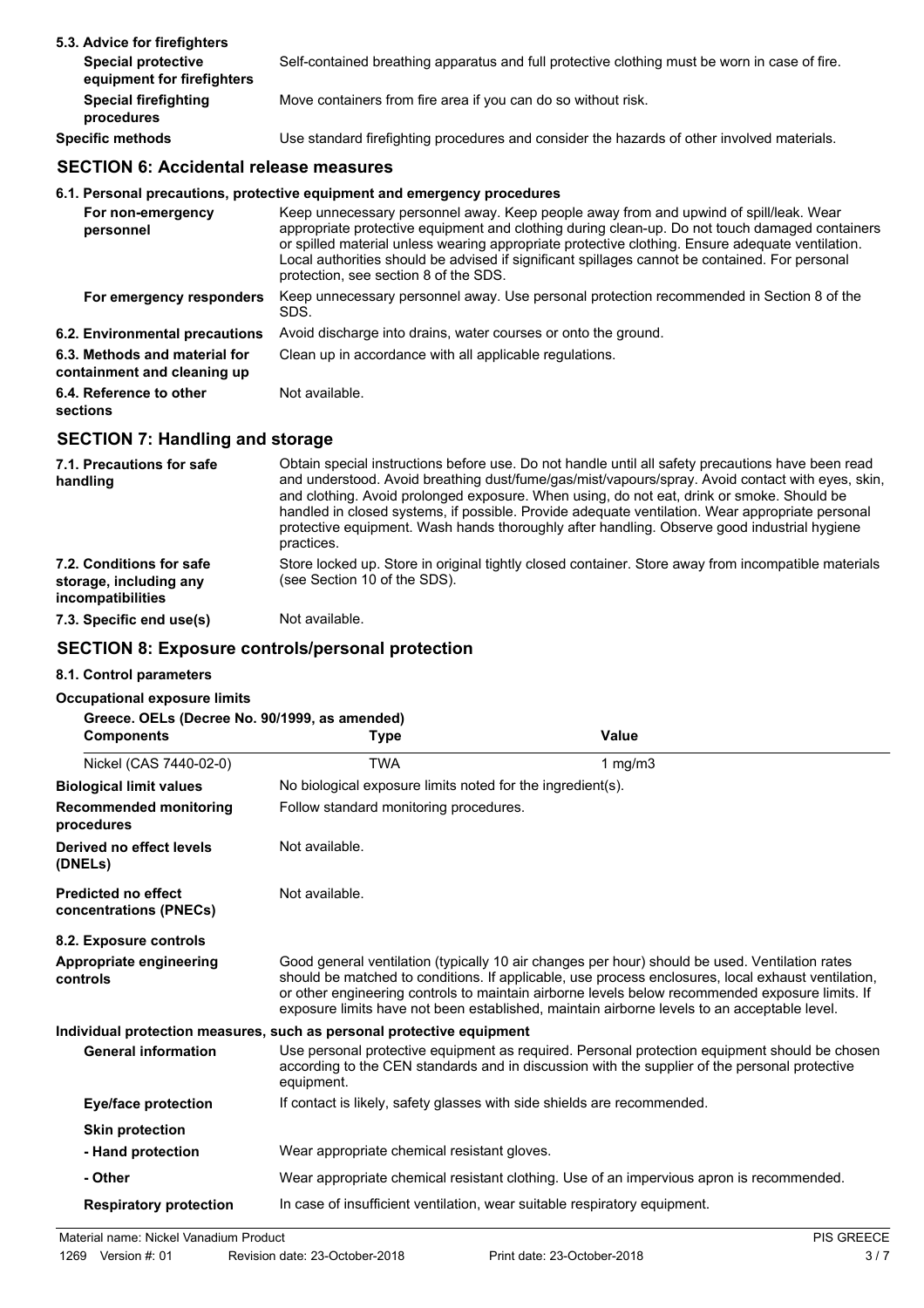**5.3. Advice for firefighters**

| | |
|---|---|
| **Special protective equipment for firefighters** | Self-contained breathing apparatus and full protective clothing must be worn in case of fire. |
| **Special firefighting procedures** | Move containers from fire area if you can do so without risk. |
| **Specific methods** | Use standard firefighting procedures and consider the hazards of other involved materials. |

## SECTION 6: Accidental release measures

**6.1. Personal precautions, protective equipment and emergency procedures**

| | |
|---|---|
| **For non-emergency personnel** | Keep unnecessary personnel away. Keep people away from and upwind of spill/leak. Wear appropriate protective equipment and clothing during clean-up. Do not touch damaged containers or spilled material unless wearing appropriate protective clothing. Ensure adequate ventilation. Local authorities should be advised if significant spillages cannot be contained. For personal protection, see section 8 of the SDS. |
| **For emergency responders** | Keep unnecessary personnel away. Use personal protection recommended in Section 8 of the SDS. |
| **6.2. Environmental precautions** | Avoid discharge into drains, water courses or onto the ground. |
| **6.3. Methods and material for containment and cleaning up** | Clean up in accordance with all applicable regulations. |
| **6.4. Reference to other sections** | Not available. |

## SECTION 7: Handling and storage

| | |
|---|---|
| **7.1. Precautions for safe handling** | Obtain special instructions before use. Do not handle until all safety precautions have been read and understood. Avoid breathing dust/fume/gas/mist/vapours/spray. Avoid contact with eyes, skin, and clothing. Avoid prolonged exposure. When using, do not eat, drink or smoke. Should be handled in closed systems, if possible. Provide adequate ventilation. Wear appropriate personal protective equipment. Wash hands thoroughly after handling. Observe good industrial hygiene practices. |
| **7.2. Conditions for safe storage, including any incompatibilities** | Store locked up. Store in original tightly closed container. Store away from incompatible materials (see Section 10 of the SDS). |
| **7.3. Specific end use(s)** | Not available. |

## SECTION 8: Exposure controls/personal protection

**8.1. Control parameters**

**Occupational exposure limits**

**Greece. OELs (Decree No. 90/1999, as amended)**

| Components | Type | Value |
|---|---|---|
| Nickel (CAS 7440-02-0) | TWA | 1 mg/m3 |

| | |
|---|---|
| **Biological limit values** | No biological exposure limits noted for the ingredient(s). |
| **Recommended monitoring procedures** | Follow standard monitoring procedures. |
| **Derived no effect levels (DNELs)** | Not available. |
| **Predicted no effect concentrations (PNECs)** | Not available. |

**8.2. Exposure controls**

| | |
|---|---|
| **Appropriate engineering controls** | Good general ventilation (typically 10 air changes per hour) should be used. Ventilation rates should be matched to conditions. If applicable, use process enclosures, local exhaust ventilation, or other engineering controls to maintain airborne levels below recommended exposure limits. If exposure limits have not been established, maintain airborne levels to an acceptable level. |

**Individual protection measures, such as personal protective equipment**

| | |
|---|---|
| **General information** | Use personal protective equipment as required. Personal protection equipment should be chosen according to the CEN standards and in discussion with the supplier of the personal protective equipment. |
| **Eye/face protection** | If contact is likely, safety glasses with side shields are recommended. |
| **Skin protection** | |
| **- Hand protection** | Wear appropriate chemical resistant gloves. |
| **- Other** | Wear appropriate chemical resistant clothing. Use of an impervious apron is recommended. |
| **Respiratory protection** | In case of insufficient ventilation, wear suitable respiratory equipment. |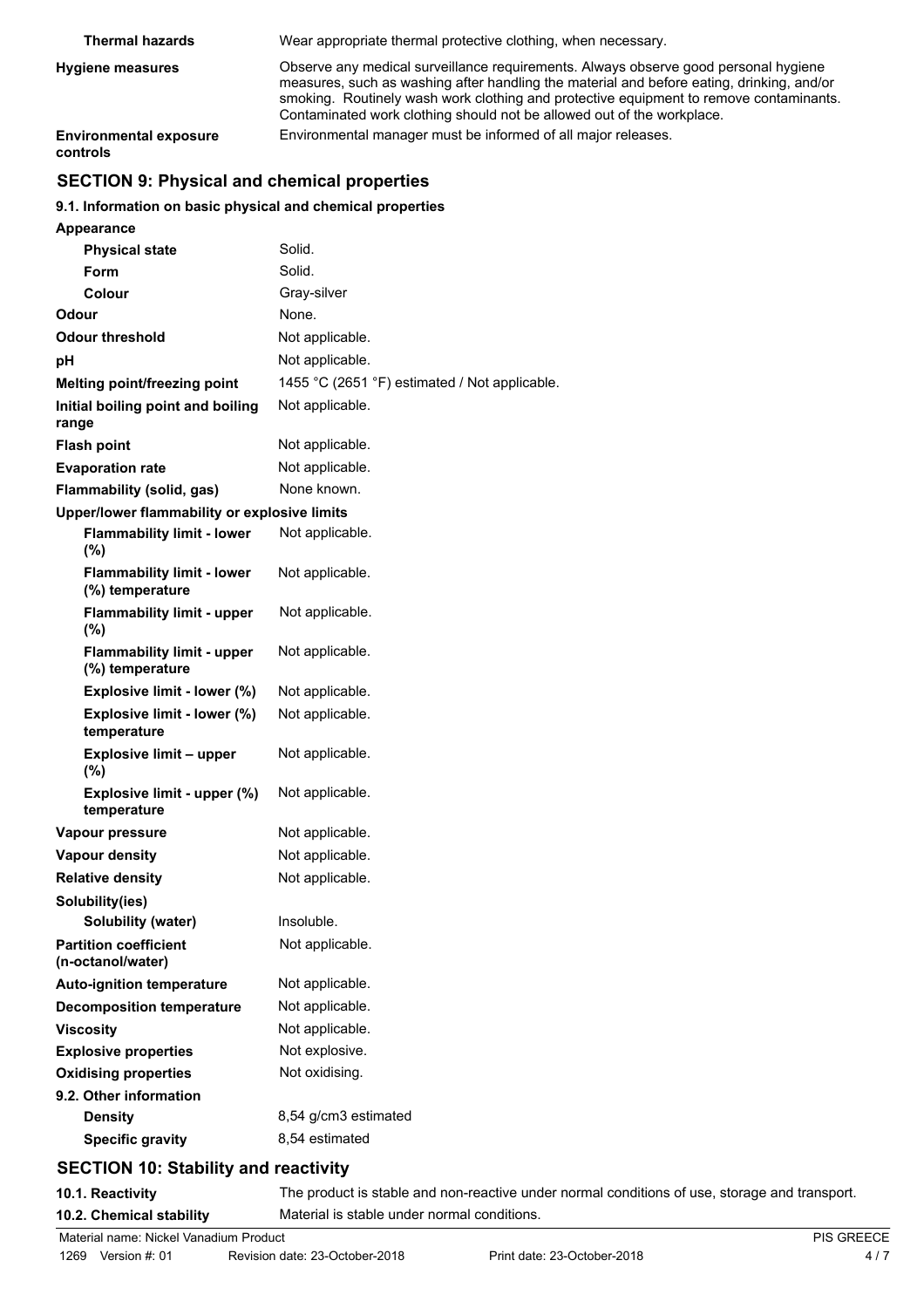| | |
|---|---|
| **Thermal hazards** | Wear appropriate thermal protective clothing, when necessary. |
| **Hygiene measures** | Observe any medical surveillance requirements. Always observe good personal hygiene measures, such as washing after handling the material and before eating, drinking, and/or smoking. Routinely wash work clothing and protective equipment to remove contaminants. Contaminated work clothing should not be allowed out of the workplace. |
| **Environmental exposure controls** | Environmental manager must be informed of all major releases. |

## SECTION 9: Physical and chemical properties

### 9.1. Information on basic physical and chemical properties

| | |
|---|---|
| **Appearance** | |
| **Physical state** | Solid. |
| **Form** | Solid. |
| **Colour** | Gray-silver |
| **Odour** | None. |
| **Odour threshold** | Not applicable. |
| **pH** | Not applicable. |
| **Melting point/freezing point** | 1455 °C (2651 °F) estimated / Not applicable. |
| **Initial boiling point and boiling range** | Not applicable. |
| **Flash point** | Not applicable. |
| **Evaporation rate** | Not applicable. |
| **Flammability (solid, gas)** | None known. |
| **Upper/lower flammability or explosive limits** | |
| **Flammability limit - lower (%)** | Not applicable. |
| **Flammability limit - lower (%) temperature** | Not applicable. |
| **Flammability limit - upper (%)** | Not applicable. |
| **Flammability limit - upper (%) temperature** | Not applicable. |
| **Explosive limit - lower (%)** | Not applicable. |
| **Explosive limit - lower (%) temperature** | Not applicable. |
| **Explosive limit – upper (%)** | Not applicable. |
| **Explosive limit - upper (%) temperature** | Not applicable. |
| **Vapour pressure** | Not applicable. |
| **Vapour density** | Not applicable. |
| **Relative density** | Not applicable. |
| **Solubility(ies)** | |
| **Solubility (water)** | Insoluble. |
| **Partition coefficient (n-octanol/water)** | Not applicable. |
| **Auto-ignition temperature** | Not applicable. |
| **Decomposition temperature** | Not applicable. |
| **Viscosity** | Not applicable. |
| **Explosive properties** | Not explosive. |
| **Oxidising properties** | Not oxidising. |
| **9.2. Other information** | |
| **Density** | 8,54 g/cm3 estimated |
| **Specific gravity** | 8,54 estimated |

## SECTION 10: Stability and reactivity

| | |
|---|---|
| **10.1. Reactivity** | The product is stable and non-reactive under normal conditions of use, storage and transport. |
| **10.2. Chemical stability** | Material is stable under normal conditions. |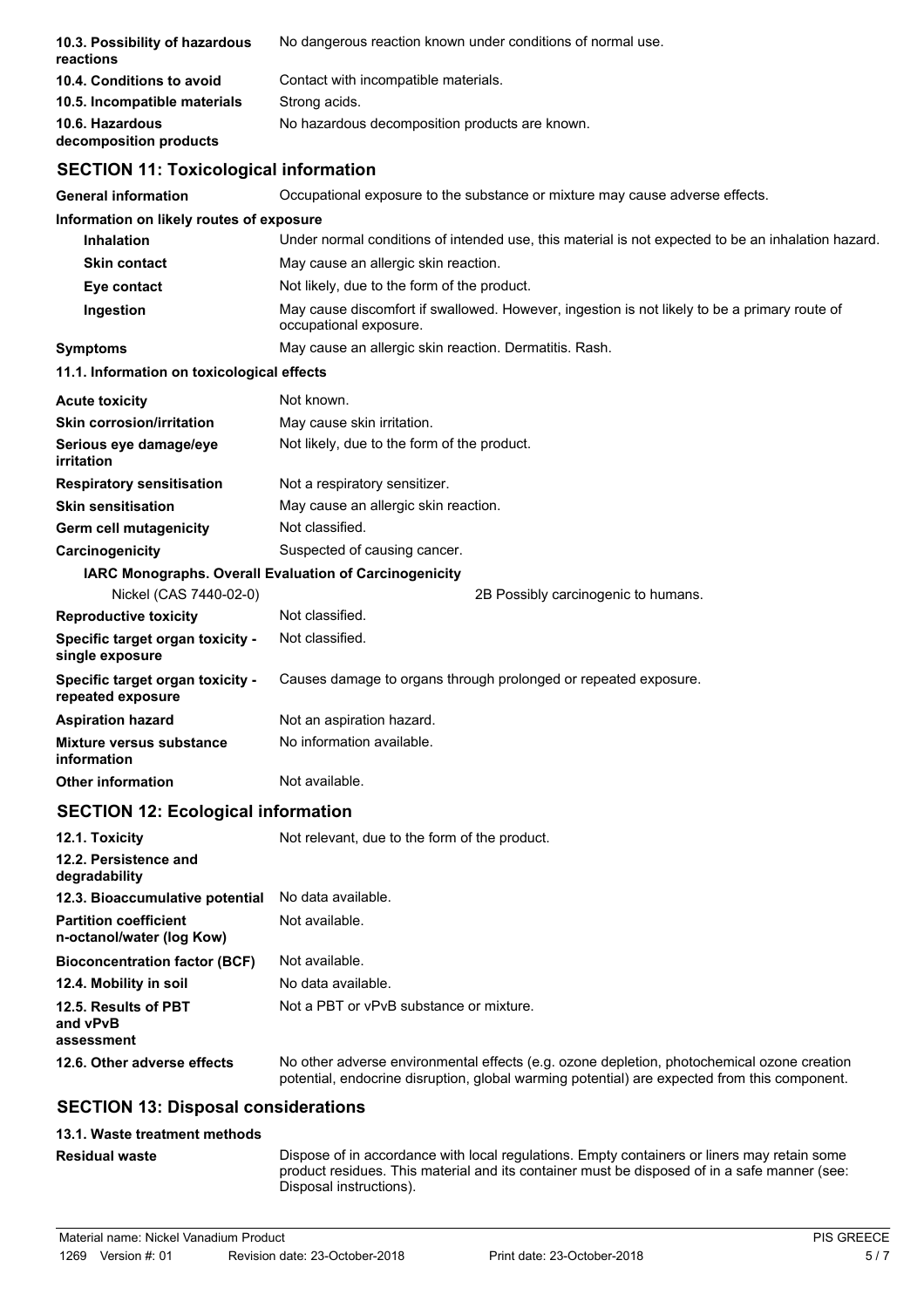| | |
|---|---|
| **10.3. Possibility of hazardous reactions** | No dangerous reaction known under conditions of normal use. |
| **10.4. Conditions to avoid** | Contact with incompatible materials. |
| **10.5. Incompatible materials** | Strong acids. |
| **10.6. Hazardous decomposition products** | No hazardous decomposition products are known. |

## SECTION 11: Toxicological information

| | |
|---|---|
| **General information** | Occupational exposure to the substance or mixture may cause adverse effects. |

**Information on likely routes of exposure**

| | |
|---|---|
| **Inhalation** | Under normal conditions of intended use, this material is not expected to be an inhalation hazard. |
| **Skin contact** | May cause an allergic skin reaction. |
| **Eye contact** | Not likely, due to the form of the product. |
| **Ingestion** | May cause discomfort if swallowed. However, ingestion is not likely to be a primary route of occupational exposure. |
| **Symptoms** | May cause an allergic skin reaction. Dermatitis. Rash. |

**11.1. Information on toxicological effects**

| | |
|---|---|
| **Acute toxicity** | Not known. |
| **Skin corrosion/irritation** | May cause skin irritation. |
| **Serious eye damage/eye irritation** | Not likely, due to the form of the product. |
| **Respiratory sensitisation** | Not a respiratory sensitizer. |
| **Skin sensitisation** | May cause an allergic skin reaction. |
| **Germ cell mutagenicity** | Not classified. |
| **Carcinogenicity** | Suspected of causing cancer. |

**IARC Monographs. Overall Evaluation of Carcinogenicity**

| | |
|---|---|
| Nickel (CAS 7440-02-0) | 2B Possibly carcinogenic to humans. |

| | |
|---|---|
| **Reproductive toxicity** | Not classified. |
| **Specific target organ toxicity - single exposure** | Not classified. |
| **Specific target organ toxicity - repeated exposure** | Causes damage to organs through prolonged or repeated exposure. |
| **Aspiration hazard** | Not an aspiration hazard. |
| **Mixture versus substance information** | No information available. |
| **Other information** | Not available. |

## SECTION 12: Ecological information

| | |
|---|---|
| **12.1. Toxicity** | Not relevant, due to the form of the product. |
| **12.2. Persistence and degradability** | |
| **12.3. Bioaccumulative potential** | No data available. |
| **Partition coefficient n-octanol/water (log Kow)** | Not available. |
| **Bioconcentration factor (BCF)** | Not available. |
| **12.4. Mobility in soil** | No data available. |
| **12.5. Results of PBT and vPvB assessment** | Not a PBT or vPvB substance or mixture. |
| **12.6. Other adverse effects** | No other adverse environmental effects (e.g. ozone depletion, photochemical ozone creation potential, endocrine disruption, global warming potential) are expected from this component. |

## SECTION 13: Disposal considerations

**13.1. Waste treatment methods**

| | |
|---|---|
| **Residual waste** | Dispose of in accordance with local regulations. Empty containers or liners may retain some product residues. This material and its container must be disposed of in a safe manner (see: Disposal instructions). |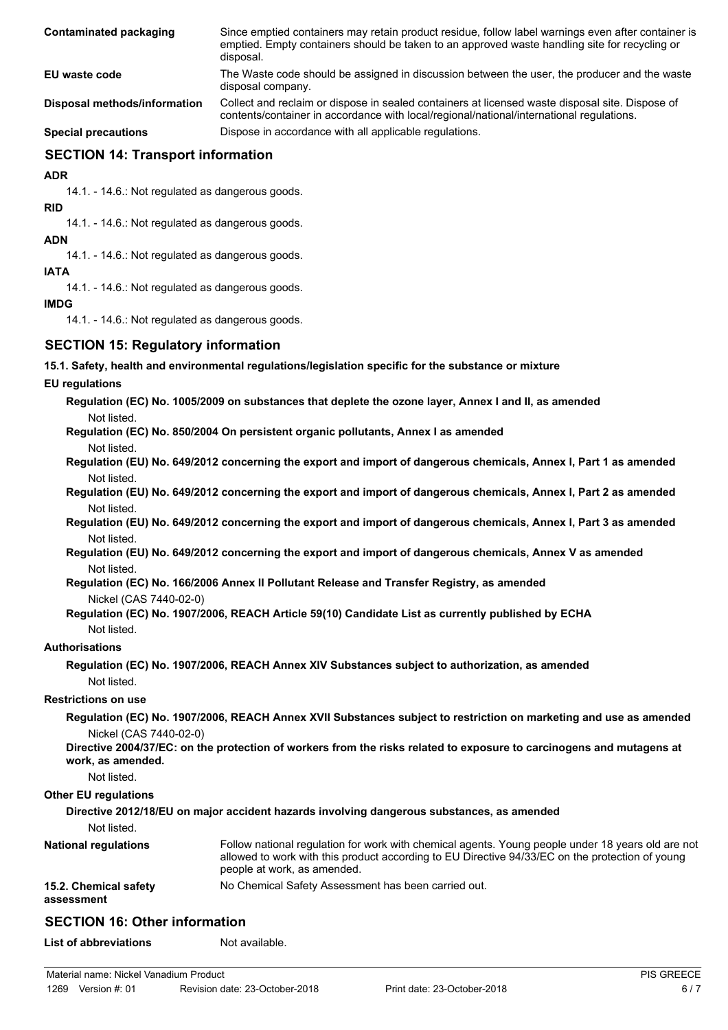| | |
|---|---|
| **Contaminated packaging** | Since emptied containers may retain product residue, follow label warnings even after container is emptied. Empty containers should be taken to an approved waste handling site for recycling or disposal. |
| **EU waste code** | The Waste code should be assigned in discussion between the user, the producer and the waste disposal company. |
| **Disposal methods/information** | Collect and reclaim or dispose in sealed containers at licensed waste disposal site. Dispose of contents/container in accordance with local/regional/national/international regulations. |
| **Special precautions** | Dispose in accordance with all applicable regulations. |

## SECTION 14: Transport information

**ADR**

14.1. - 14.6.: Not regulated as dangerous goods.

**RID**

14.1. - 14.6.: Not regulated as dangerous goods.

**ADN**

14.1. - 14.6.: Not regulated as dangerous goods.

**IATA**

14.1. - 14.6.: Not regulated as dangerous goods.

**IMDG**

14.1. - 14.6.: Not regulated as dangerous goods.

## SECTION 15: Regulatory information

**15.1. Safety, health and environmental regulations/legislation specific for the substance or mixture**

**EU regulations**

**Regulation (EC) No. 1005/2009 on substances that deplete the ozone layer, Annex I and II, as amended**

Not listed.

**Regulation (EC) No. 850/2004 On persistent organic pollutants, Annex I as amended**

Not listed.

**Regulation (EU) No. 649/2012 concerning the export and import of dangerous chemicals, Annex I, Part 1 as amended**

Not listed.

**Regulation (EU) No. 649/2012 concerning the export and import of dangerous chemicals, Annex I, Part 2 as amended**

Not listed.

**Regulation (EU) No. 649/2012 concerning the export and import of dangerous chemicals, Annex I, Part 3 as amended**

Not listed.

**Regulation (EU) No. 649/2012 concerning the export and import of dangerous chemicals, Annex V as amended**

Not listed.

**Regulation (EC) No. 166/2006 Annex II Pollutant Release and Transfer Registry, as amended**

Nickel (CAS 7440-02-0)

**Regulation (EC) No. 1907/2006, REACH Article 59(10) Candidate List as currently published by ECHA**

Not listed.

**Authorisations**

**Regulation (EC) No. 1907/2006, REACH Annex XIV Substances subject to authorization, as amended**

Not listed.

**Restrictions on use**

**Regulation (EC) No. 1907/2006, REACH Annex XVII Substances subject to restriction on marketing and use as amended**

Nickel (CAS 7440-02-0)

**Directive 2004/37/EC: on the protection of workers from the risks related to exposure to carcinogens and mutagens at work, as amended.**

Not listed.

**Other EU regulations**

**Directive 2012/18/EU on major accident hazards involving dangerous substances, as amended**

Not listed.

| | |
|---|---|
| **National regulations** | Follow national regulation for work with chemical agents. Young people under 18 years old are not allowed to work with this product according to EU Directive 94/33/EC on the protection of young people at work, as amended. |
| **15.2. Chemical safety assessment** | No Chemical Safety Assessment has been carried out. |

## SECTION 16: Other information

| | |
|---|---|
| **List of abbreviations** | Not available. |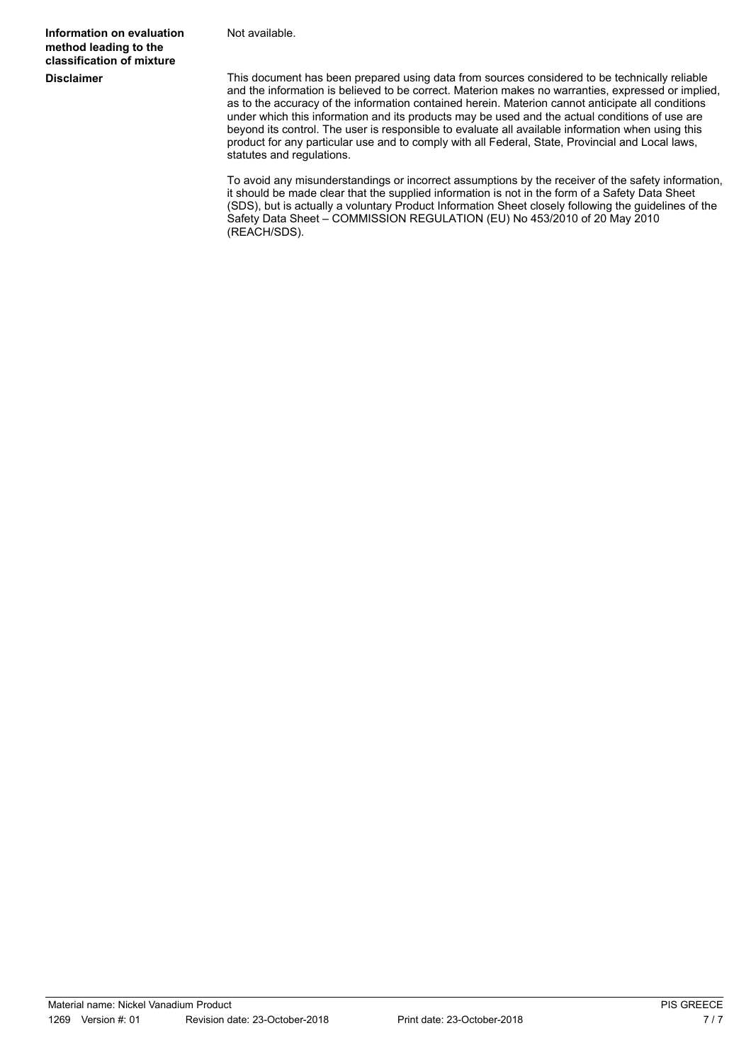**Information on evaluation method leading to the classification of mixture**

Not available.

**Disclaimer**

This document has been prepared using data from sources considered to be technically reliable and the information is believed to be correct. Materion makes no warranties, expressed or implied, as to the accuracy of the information contained herein. Materion cannot anticipate all conditions under which this information and its products may be used and the actual conditions of use are beyond its control. The user is responsible to evaluate all available information when using this product for any particular use and to comply with all Federal, State, Provincial and Local laws, statutes and regulations.

To avoid any misunderstandings or incorrect assumptions by the receiver of the safety information, it should be made clear that the supplied information is not in the form of a Safety Data Sheet (SDS), but is actually a voluntary Product Information Sheet closely following the guidelines of the Safety Data Sheet – COMMISSION REGULATION (EU) No 453/2010 of 20 May 2010 (REACH/SDS).